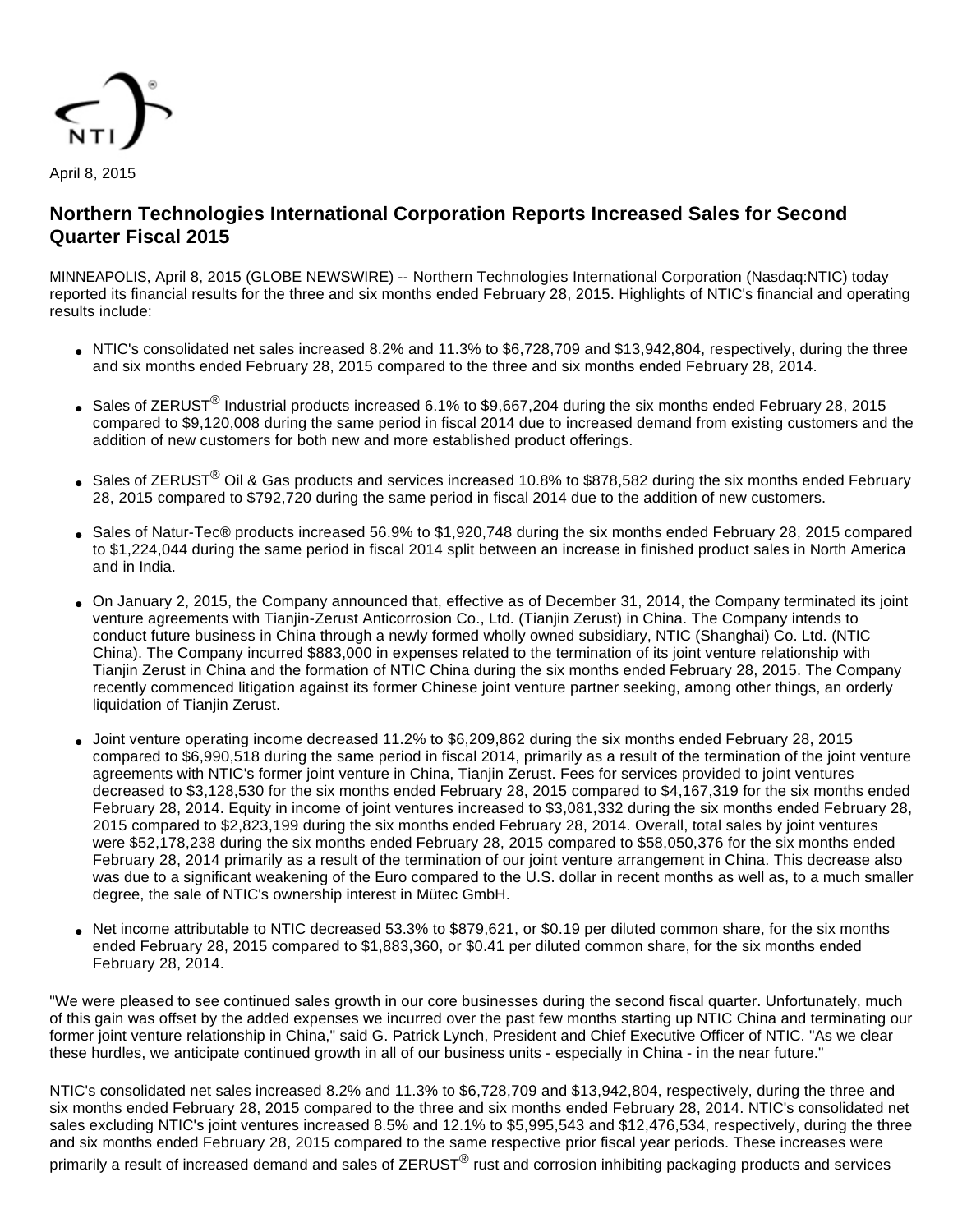April 8, 2015

# Northern Technologies International Corporation Reports Increased Sales for Second Quarter Fiscal 2015

MINNEAPOLIS, April 8, 2015 (GLOBE NEWSWIRE) -- Northern Technologies International Corporation (Nasdaq:NTIC) today reported its financial results for the three and six months ended February 28, 2015. Highlights of NTIC's financial and operating results include:

- NTIC's consolidated net sales increased 8.2% and 11.3% to $6,728,709 and $13,942,804, respectively, during the three and six months ended February 28, 2015 compared to the three and six months ended February 28, 2014.
- Sales of ZERUST® Industrial products increased 6.1% to $9,667,204 during the six months ended February 28, 2015 compared to $9,120,008 during the same period in fiscal 2014 due to increased demand from existing customers and the addition of new customers for both new and more established product offerings.
- Sales of ZERUST® Oil & Gas products and services increased 10.8% to $878,582 during the six months ended February 28, 2015 compared to $792,720 during the same period in fiscal 2014 due to the addition of new customers.
- Sales of Natur-Tec® products increased 56.9% to $1,920,748 during the six months ended February 28, 2015 compared to $1,224,044 during the same period in fiscal 2014 split between an increase in finished product sales in North America and in India.
- On January 2, 2015, the Company announced that, effective as of December 31, 2014, the Company terminated its joint venture agreements with Tianjin-Zerust Anticorrosion Co., Ltd. (Tianjin Zerust) in China. The Company intends to conduct future business in China through a newly formed wholly owned subsidiary, NTIC (Shanghai) Co. Ltd. (NTIC China). The Company incurred $883,000 in expenses related to the termination of its joint venture relationship with Tianjin Zerust in China and the formation of NTIC China during the six months ended February 28, 2015. The Company recently commenced litigation against its former Chinese joint venture partner seeking, among other things, an orderly liquidation of Tianjin Zerust.
- Joint venture operating income decreased 11.2% to $6,209,862 during the six months ended February 28, 2015 compared to $6,990,518 during the same period in fiscal 2014, primarily as a result of the termination of the joint venture agreements with NTIC's former joint venture in China, Tianjin Zerust. Fees for services provided to joint ventures decreased to $3,128,530 for the six months ended February 28, 2015 compared to $4,167,319 for the six months ended February 28, 2014. Equity in income of joint ventures increased to $3,081,332 during the six months ended February 28, 2015 compared to $2,823,199 during the six months ended February 28, 2014. Overall, total sales by joint ventures were $52,178,238 during the six months ended February 28, 2015 compared to $58,050,376 for the six months ended February 28, 2014 primarily as a result of the termination of our joint venture arrangement in China. This decrease also was due to a significant weakening of the Euro compared to the U.S. dollar in recent months as well as, to a much smaller degree, the sale of NTIC's ownership interest in Mütec GmbH.
- Net income attributable to NTIC decreased 53.3% to $879,621, or $0.19 per diluted common share, for the six months ended February 28, 2015 compared to $1,883,360, or $0.41 per diluted common share, for the six months ended February 28, 2014.

"We were pleased to see continued sales growth in our core businesses during the second fiscal quarter. Unfortunately, much of this gain was offset by the added expenses we incurred over the past few months starting up NTIC China and terminating our former joint venture relationship in China," said G. Patrick Lynch, President and Chief Executive Officer of NTIC. "As we clear these hurdles, we anticipate continued growth in all of our business units - especially in China - in the near future."

NTIC's consolidated net sales increased 8.2% and 11.3% to $6,728,709 and $13,942,804, respectively, during the three and six months ended February 28, 2015 compared to the three and six months ended February 28, 2014. NTIC's consolidated net sales excluding NTIC's joint ventures increased 8.5% and 12.1% to $5,995,543 and $12,476,534, respectively, during the three and six months ended February 28, 2015 compared to the same respective prior fiscal year periods. These increases were primarily a result of increased demand and sales of ZERUST® rust and corrosion inhibiting packaging products and services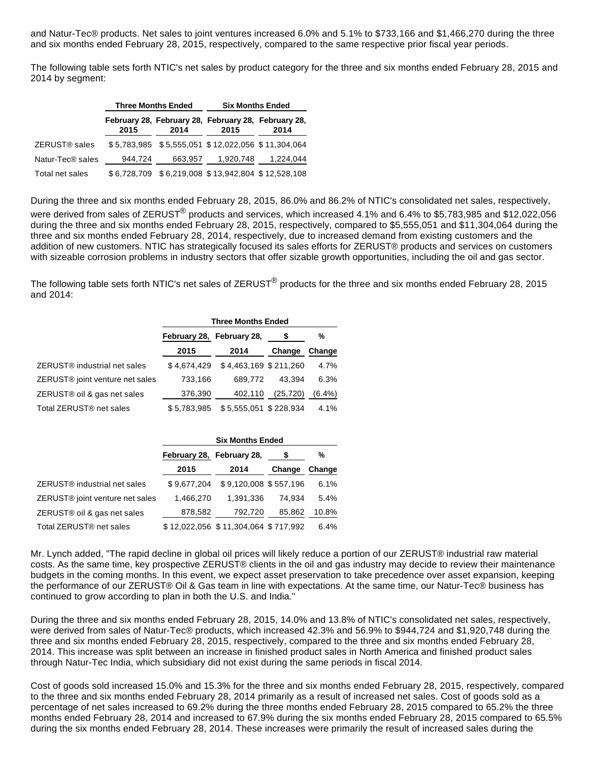and Natur-Tec® products. Net sales to joint ventures increased 6.0% and 5.1% to $733,166 and $1,466,270 during the three and six months ended February 28, 2015, respectively, compared to the same respective prior fiscal year periods.

The following table sets forth NTIC's net sales by product category for the three and six months ended February 28, 2015 and 2014 by segment:

| | Three Months Ended | | Six Months Ended | |
|---|---|---|---|---|
| | February 28, 2015 | February 28, 2014 | February 28, 2015 | February 28, 2014 |
| ZERUST® sales | $ 5,783,985 | $ 5,555,051 | $ 12,022,056 | $ 11,304,064 |
| Natur-Tec® sales | 944,724 | 663,957 | 1,920,748 | 1,224,044 |
| Total net sales | $ 6,728,709 | $ 6,219,008 | $ 13,942,804 | $ 12,528,108 |

During the three and six months ended February 28, 2015, 86.0% and 86.2% of NTIC's consolidated net sales, respectively, were derived from sales of ZERUST® products and services, which increased 4.1% and 6.4% to $5,783,985 and $12,022,056 during the three and six months ended February 28, 2015, respectively, compared to $5,555,051 and $11,304,064 during the three and six months ended February 28, 2014, respectively, due to increased demand from existing customers and the addition of new customers. NTIC has strategically focused its sales efforts for ZERUST® products and services on customers with sizeable corrosion problems in industry sectors that offer sizable growth opportunities, including the oil and gas sector.

The following table sets forth NTIC's net sales of ZERUST® products for the three and six months ended February 28, 2015 and 2014:

| | Three Months Ended | | | |
|---|---|---|---|---|
| | February 28, 2015 | February 28, 2014 | $ Change | % Change |
| ZERUST® industrial net sales | $ 4,674,429 | $ 4,463,169 | $ 211,260 | 4.7% |
| ZERUST® joint venture net sales | 733,166 | 689,772 | 43,394 | 6.3% |
| ZERUST® oil & gas net sales | 376,390 | 402,110 | (25,720) | (6.4%) |
| Total ZERUST® net sales | $ 5,783,985 | $ 5,555,051 | $ 228,934 | 4.1% |

| | Six Months Ended | | | |
|---|---|---|---|---|
| | February 28, 2015 | February 28, 2014 | $ Change | % Change |
| ZERUST® industrial net sales | $ 9,677,204 | $ 9,120,008 | $ 557,196 | 6.1% |
| ZERUST® joint venture net sales | 1,466,270 | 1,391,336 | 74,934 | 5.4% |
| ZERUST® oil & gas net sales | 878,582 | 792,720 | 85,862 | 10.8% |
| Total ZERUST® net sales | $ 12,022,056 | $ 11,304,064 | $ 717,992 | 6.4% |

Mr. Lynch added, "The rapid decline in global oil prices will likely reduce a portion of our ZERUST® industrial raw material costs. As the same time, key prospective ZERUST® clients in the oil and gas industry may decide to review their maintenance budgets in the coming months. In this event, we expect asset preservation to take precedence over asset expansion, keeping the performance of our ZERUST® Oil & Gas team in line with expectations. At the same time, our Natur-Tec® business has continued to grow according to plan in both the U.S. and India."

During the three and six months ended February 28, 2015, 14.0% and 13.8% of NTIC's consolidated net sales, respectively, were derived from sales of Natur-Tec® products, which increased 42.3% and 56.9% to $944,724 and $1,920,748 during the three and six months ended February 28, 2015, respectively, compared to the three and six months ended February 28, 2014. This increase was split between an increase in finished product sales in North America and finished product sales through Natur-Tec India, which subsidiary did not exist during the same periods in fiscal 2014.

Cost of goods sold increased 15.0% and 15.3% for the three and six months ended February 28, 2015, respectively, compared to the three and six months ended February 28, 2014 primarily as a result of increased net sales. Cost of goods sold as a percentage of net sales increased to 69.2% during the three months ended February 28, 2015 compared to 65.2% the three months ended February 28, 2014 and increased to 67.9% during the six months ended February 28, 2015 compared to 65.5% during the six months ended February 28, 2014. These increases were primarily the result of increased sales during the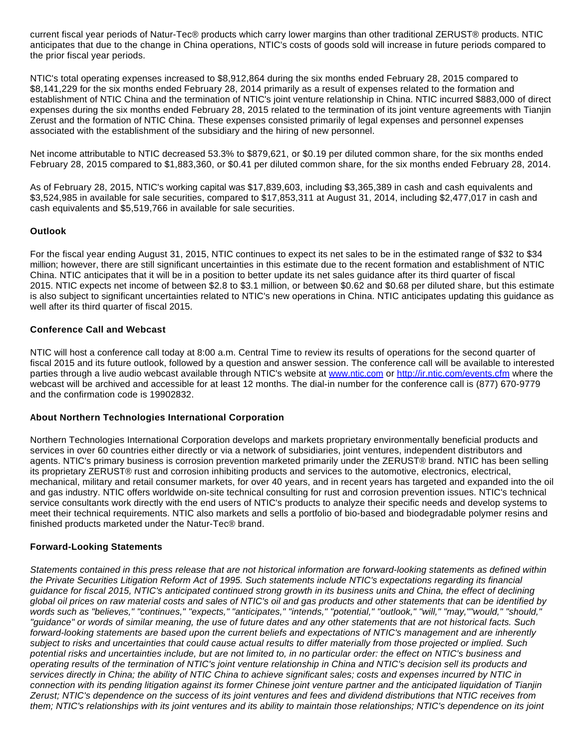current fiscal year periods of Natur-Tec® products which carry lower margins than other traditional ZERUST® products. NTIC anticipates that due to the change in China operations, NTIC's costs of goods sold will increase in future periods compared to the prior fiscal year periods.

NTIC's total operating expenses increased to $8,912,864 during the six months ended February 28, 2015 compared to $8,141,229 for the six months ended February 28, 2014 primarily as a result of expenses related to the formation and establishment of NTIC China and the termination of NTIC's joint venture relationship in China. NTIC incurred $883,000 of direct expenses during the six months ended February 28, 2015 related to the termination of its joint venture agreements with Tianjin Zerust and the formation of NTIC China. These expenses consisted primarily of legal expenses and personnel expenses associated with the establishment of the subsidiary and the hiring of new personnel.

Net income attributable to NTIC decreased 53.3% to $879,621, or $0.19 per diluted common share, for the six months ended February 28, 2015 compared to $1,883,360, or $0.41 per diluted common share, for the six months ended February 28, 2014.

As of February 28, 2015, NTIC's working capital was $17,839,603, including $3,365,389 in cash and cash equivalents and $3,524,985 in available for sale securities, compared to $17,853,311 at August 31, 2014, including $2,477,017 in cash and cash equivalents and $5,519,766 in available for sale securities.

**Outlook**

For the fiscal year ending August 31, 2015, NTIC continues to expect its net sales to be in the estimated range of $32 to $34 million; however, there are still significant uncertainties in this estimate due to the recent formation and establishment of NTIC China. NTIC anticipates that it will be in a position to better update its net sales guidance after its third quarter of fiscal 2015. NTIC expects net income of between $2.8 to $3.1 million, or between $0.62 and $0.68 per diluted share, but this estimate is also subject to significant uncertainties related to NTIC's new operations in China. NTIC anticipates updating this guidance as well after its third quarter of fiscal 2015.

**Conference Call and Webcast**

NTIC will host a conference call today at 8:00 a.m. Central Time to review its results of operations for the second quarter of fiscal 2015 and its future outlook, followed by a question and answer session. The conference call will be available to interested parties through a live audio webcast available through NTIC's website at www.ntic.com or http://ir.ntic.com/events.cfm where the webcast will be archived and accessible for at least 12 months. The dial-in number for the conference call is (877) 670-9779 and the confirmation code is 19902832.

**About Northern Technologies International Corporation**

Northern Technologies International Corporation develops and markets proprietary environmentally beneficial products and services in over 60 countries either directly or via a network of subsidiaries, joint ventures, independent distributors and agents. NTIC's primary business is corrosion prevention marketed primarily under the ZERUST® brand. NTIC has been selling its proprietary ZERUST® rust and corrosion inhibiting products and services to the automotive, electronics, electrical, mechanical, military and retail consumer markets, for over 40 years, and in recent years has targeted and expanded into the oil and gas industry. NTIC offers worldwide on-site technical consulting for rust and corrosion prevention issues. NTIC's technical service consultants work directly with the end users of NTIC's products to analyze their specific needs and develop systems to meet their technical requirements. NTIC also markets and sells a portfolio of bio-based and biodegradable polymer resins and finished products marketed under the Natur-Tec® brand.

**Forward-Looking Statements**

*Statements contained in this press release that are not historical information are forward-looking statements as defined within the Private Securities Litigation Reform Act of 1995. Such statements include NTIC's expectations regarding its financial guidance for fiscal 2015, NTIC's anticipated continued strong growth in its business units and China, the effect of declining global oil prices on raw material costs and sales of NTIC's oil and gas products and other statements that can be identified by words such as "believes," "continues," "expects," "anticipates," "intends," "potential," "outlook," "will," "may,""would," "should," "guidance" or words of similar meaning, the use of future dates and any other statements that are not historical facts. Such forward-looking statements are based upon the current beliefs and expectations of NTIC's management and are inherently subject to risks and uncertainties that could cause actual results to differ materially from those projected or implied. Such potential risks and uncertainties include, but are not limited to, in no particular order: the effect on NTIC's business and operating results of the termination of NTIC's joint venture relationship in China and NTIC's decision sell its products and services directly in China; the ability of NTIC China to achieve significant sales; costs and expenses incurred by NTIC in connection with its pending litigation against its former Chinese joint venture partner and the anticipated liquidation of Tianjin Zerust; NTIC's dependence on the success of its joint ventures and fees and dividend distributions that NTIC receives from them; NTIC's relationships with its joint ventures and its ability to maintain those relationships; NTIC's dependence on its joint*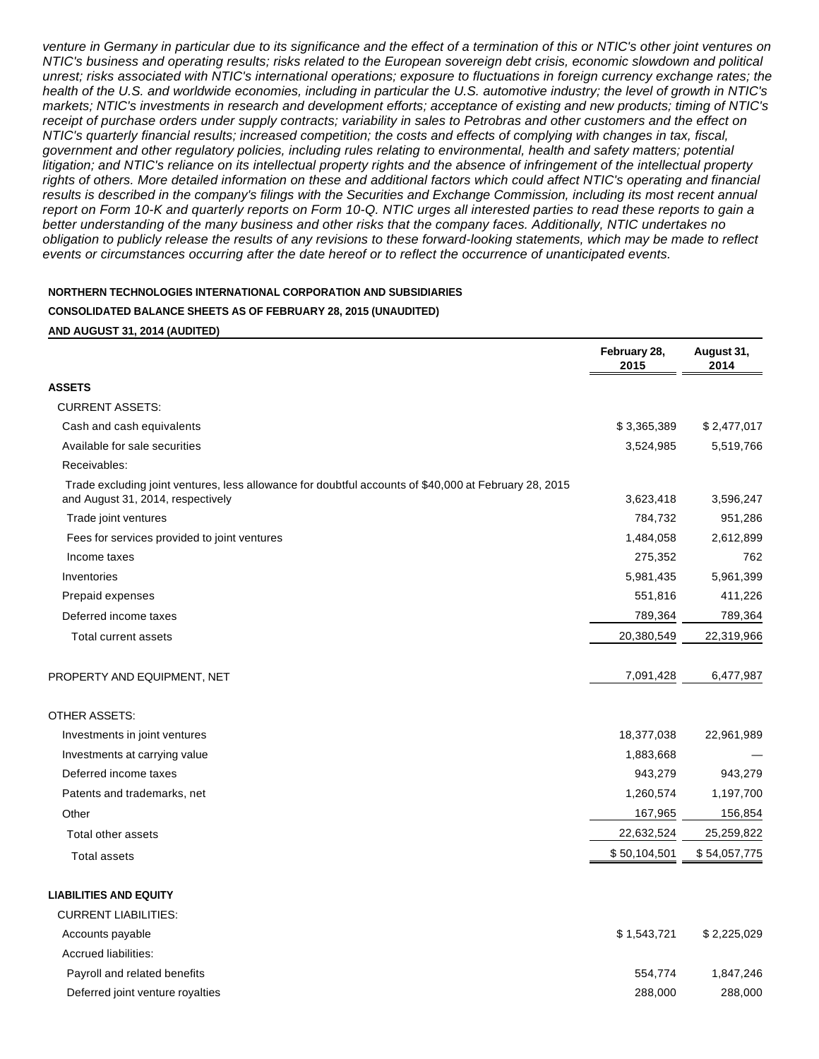*venture in Germany in particular due to its significance and the effect of a termination of this or NTIC's other joint ventures on NTIC's business and operating results; risks related to the European sovereign debt crisis, economic slowdown and political unrest; risks associated with NTIC's international operations; exposure to fluctuations in foreign currency exchange rates; the health of the U.S. and worldwide economies, including in particular the U.S. automotive industry; the level of growth in NTIC's markets; NTIC's investments in research and development efforts; acceptance of existing and new products; timing of NTIC's receipt of purchase orders under supply contracts; variability in sales to Petrobras and other customers and the effect on NTIC's quarterly financial results; increased competition; the costs and effects of complying with changes in tax, fiscal, government and other regulatory policies, including rules relating to environmental, health and safety matters; potential litigation; and NTIC's reliance on its intellectual property rights and the absence of infringement of the intellectual property rights of others. More detailed information on these and additional factors which could affect NTIC's operating and financial results is described in the company's filings with the Securities and Exchange Commission, including its most recent annual report on Form 10-K and quarterly reports on Form 10-Q. NTIC urges all interested parties to read these reports to gain a better understanding of the many business and other risks that the company faces. Additionally, NTIC undertakes no obligation to publicly release the results of any revisions to these forward-looking statements, which may be made to reflect events or circumstances occurring after the date hereof or to reflect the occurrence of unanticipated events.*

**NORTHERN TECHNOLOGIES INTERNATIONAL CORPORATION AND SUBSIDIARIES**

**CONSOLIDATED BALANCE SHEETS AS OF FEBRUARY 28, 2015 (UNAUDITED)**

**AND AUGUST 31, 2014 (AUDITED)**

| | February 28, 2015 | August 31, 2014 |
|---|---|---|
| **ASSETS** | | |
| CURRENT ASSETS: | | |
| Cash and cash equivalents | $ 3,365,389 | $ 2,477,017 |
| Available for sale securities | 3,524,985 | 5,519,766 |
| Receivables: | | |
| Trade excluding joint ventures, less allowance for doubtful accounts of $40,000 at February 28, 2015 and August 31, 2014, respectively | 3,623,418 | 3,596,247 |
| Trade joint ventures | 784,732 | 951,286 |
| Fees for services provided to joint ventures | 1,484,058 | 2,612,899 |
| Income taxes | 275,352 | 762 |
| Inventories | 5,981,435 | 5,961,399 |
| Prepaid expenses | 551,816 | 411,226 |
| Deferred income taxes | 789,364 | 789,364 |
| Total current assets | 20,380,549 | 22,319,966 |
| PROPERTY AND EQUIPMENT, NET | 7,091,428 | 6,477,987 |
| OTHER ASSETS: | | |
| Investments in joint ventures | 18,377,038 | 22,961,989 |
| Investments at carrying value | 1,883,668 | — |
| Deferred income taxes | 943,279 | 943,279 |
| Patents and trademarks, net | 1,260,574 | 1,197,700 |
| Other | 167,965 | 156,854 |
| Total other assets | 22,632,524 | 25,259,822 |
| Total assets | $ 50,104,501 | $ 54,057,775 |
| **LIABILITIES AND EQUITY** | | |
| CURRENT LIABILITIES: | | |
| Accounts payable | $ 1,543,721 | $ 2,225,029 |
| Accrued liabilities: | | |
| Payroll and related benefits | 554,774 | 1,847,246 |
| Deferred joint venture royalties | 288,000 | 288,000 |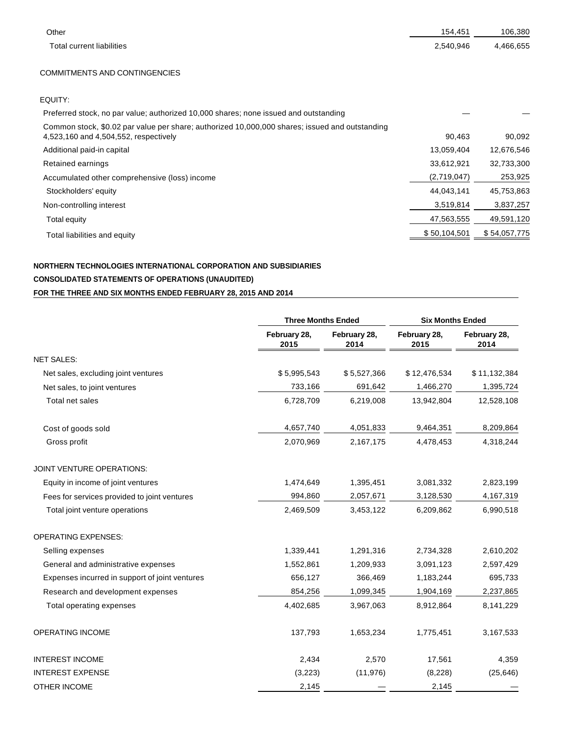| | | |
|---|---|---|
| Other | 154,451 | 106,380 |
| Total current liabilities | 2,540,946 | 4,466,655 |
| | | |
| COMMITMENTS AND CONTINGENCIES | | |
| | | |
| EQUITY: | | |
| Preferred stock, no par value; authorized 10,000 shares; none issued and outstanding | — | — |
| Common stock, $0.02 par value per share; authorized 10,000,000 shares; issued and outstanding 4,523,160 and 4,504,552, respectively | 90,463 | 90,092 |
| Additional paid-in capital | 13,059,404 | 12,676,546 |
| Retained earnings | 33,612,921 | 32,733,300 |
| Accumulated other comprehensive (loss) income | (2,719,047) | 253,925 |
| Stockholders' equity | 44,043,141 | 45,753,863 |
| Non-controlling interest | 3,519,814 | 3,837,257 |
| Total equity | 47,563,555 | 49,591,120 |
| Total liabilities and equity | $ 50,104,501 | $ 54,057,775 |

**NORTHERN TECHNOLOGIES INTERNATIONAL CORPORATION AND SUBSIDIARIES**

**CONSOLIDATED STATEMENTS OF OPERATIONS (UNAUDITED)**

**FOR THE THREE AND SIX MONTHS ENDED FEBRUARY 28, 2015 AND 2014**

| | Three Months Ended | | Six Months Ended | |
|---|---|---|---|---|
| | February 28, 2015 | February 28, 2014 | February 28, 2015 | February 28, 2014 |
| NET SALES: | | | | |
| Net sales, excluding joint ventures | $ 5,995,543 | $ 5,527,366 | $ 12,476,534 | $ 11,132,384 |
| Net sales, to joint ventures | 733,166 | 691,642 | 1,466,270 | 1,395,724 |
| Total net sales | 6,728,709 | 6,219,008 | 13,942,804 | 12,528,108 |
| | | | | |
| Cost of goods sold | 4,657,740 | 4,051,833 | 9,464,351 | 8,209,864 |
| Gross profit | 2,070,969 | 2,167,175 | 4,478,453 | 4,318,244 |
| | | | | |
| JOINT VENTURE OPERATIONS: | | | | |
| Equity in income of joint ventures | 1,474,649 | 1,395,451 | 3,081,332 | 2,823,199 |
| Fees for services provided to joint ventures | 994,860 | 2,057,671 | 3,128,530 | 4,167,319 |
| Total joint venture operations | 2,469,509 | 3,453,122 | 6,209,862 | 6,990,518 |
| | | | | |
| OPERATING EXPENSES: | | | | |
| Selling expenses | 1,339,441 | 1,291,316 | 2,734,328 | 2,610,202 |
| General and administrative expenses | 1,552,861 | 1,209,933 | 3,091,123 | 2,597,429 |
| Expenses incurred in support of joint ventures | 656,127 | 366,469 | 1,183,244 | 695,733 |
| Research and development expenses | 854,256 | 1,099,345 | 1,904,169 | 2,237,865 |
| Total operating expenses | 4,402,685 | 3,967,063 | 8,912,864 | 8,141,229 |
| | | | | |
| OPERATING INCOME | 137,793 | 1,653,234 | 1,775,451 | 3,167,533 |
| | | | | |
| INTEREST INCOME | 2,434 | 2,570 | 17,561 | 4,359 |
| INTEREST EXPENSE | (3,223) | (11,976) | (8,228) | (25,646) |
| OTHER INCOME | 2,145 | — | 2,145 | — |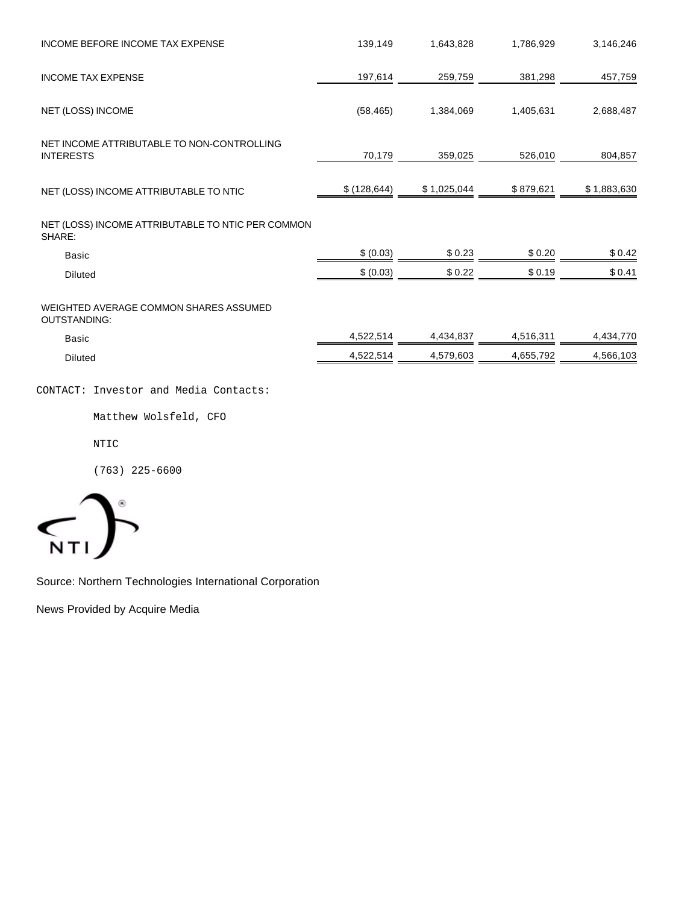| | | | | |
|---|---|---|---|---|
| INCOME BEFORE INCOME TAX EXPENSE | 139,149 | 1,643,828 | 1,786,929 | 3,146,246 |
| INCOME TAX EXPENSE | 197,614 | 259,759 | 381,298 | 457,759 |
| NET (LOSS) INCOME | (58,465) | 1,384,069 | 1,405,631 | 2,688,487 |
| NET INCOME ATTRIBUTABLE TO NON-CONTROLLING INTERESTS | 70,179 | 359,025 | 526,010 | 804,857 |
| NET (LOSS) INCOME ATTRIBUTABLE TO NTIC | $ (128,644) | $ 1,025,044 | $ 879,621 | $ 1,883,630 |
| NET (LOSS) INCOME ATTRIBUTABLE TO NTIC PER COMMON SHARE: | | | | |
| Basic | $ (0.03) | $ 0.23 | $ 0.20 | $ 0.42 |
| Diluted | $ (0.03) | $ 0.22 | $ 0.19 | $ 0.41 |
| WEIGHTED AVERAGE COMMON SHARES ASSUMED OUTSTANDING: | | | | |
| Basic | 4,522,514 | 4,434,837 | 4,516,311 | 4,434,770 |
| Diluted | 4,522,514 | 4,579,603 | 4,655,792 | 4,566,103 |

CONTACT: Investor and Media Contacts:

Matthew Wolsfeld, CFO

NTIC

(763) 225-6600

Source: Northern Technologies International Corporation

News Provided by Acquire Media